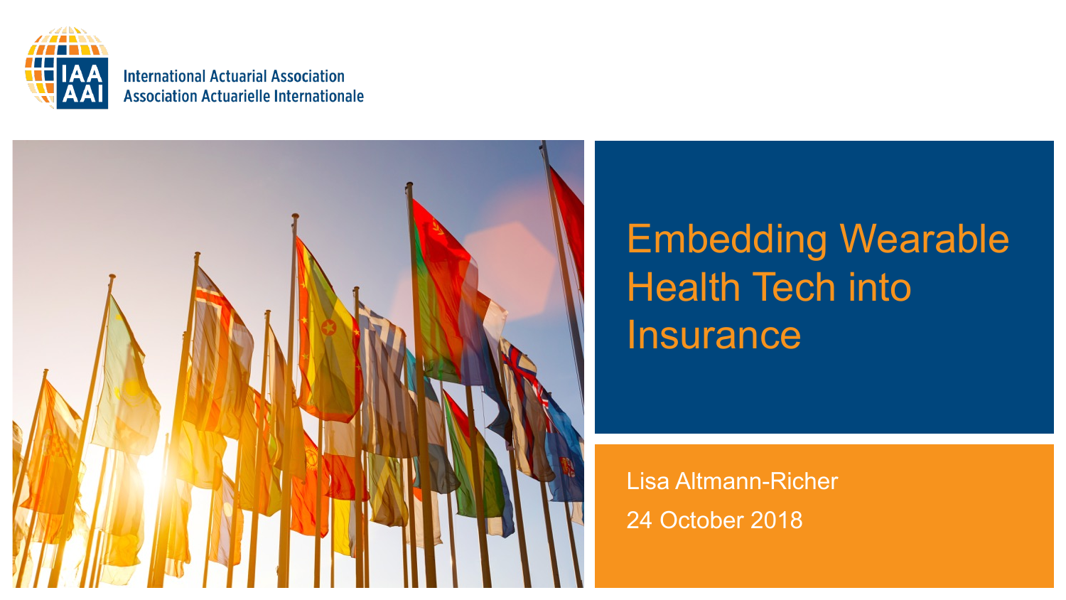International Actuarial Association
Association Actuarielle Internationale

# Embedding Wearable Health Tech into Insurance

Lisa Altmann-Richer

24 October 2018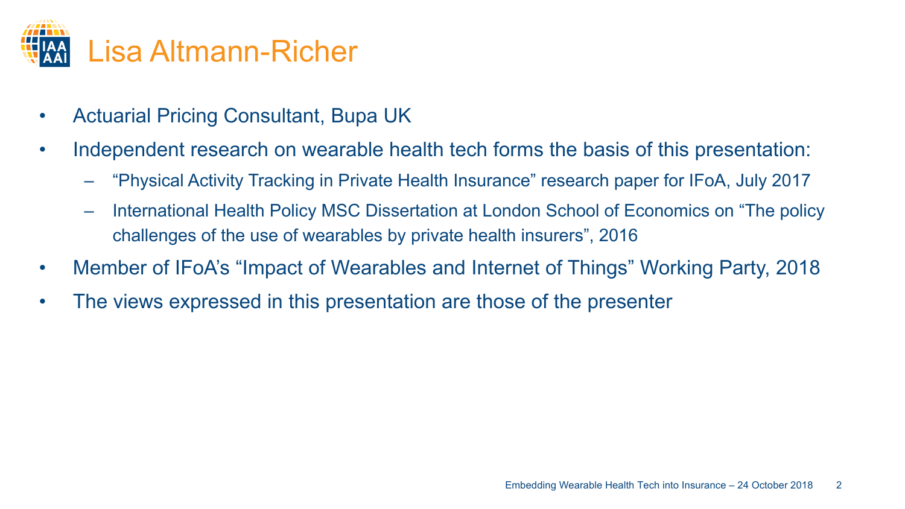# Lisa Altmann-Richer

- Actuarial Pricing Consultant, Bupa UK
- Independent research on wearable health tech forms the basis of this presentation:
  - "Physical Activity Tracking in Private Health Insurance" research paper for IFoA, July 2017
  - International Health Policy MSC Dissertation at London School of Economics on "The policy challenges of the use of wearables by private health insurers", 2016
- Member of IFoA's "Impact of Wearables and Internet of Things" Working Party, 2018
- The views expressed in this presentation are those of the presenter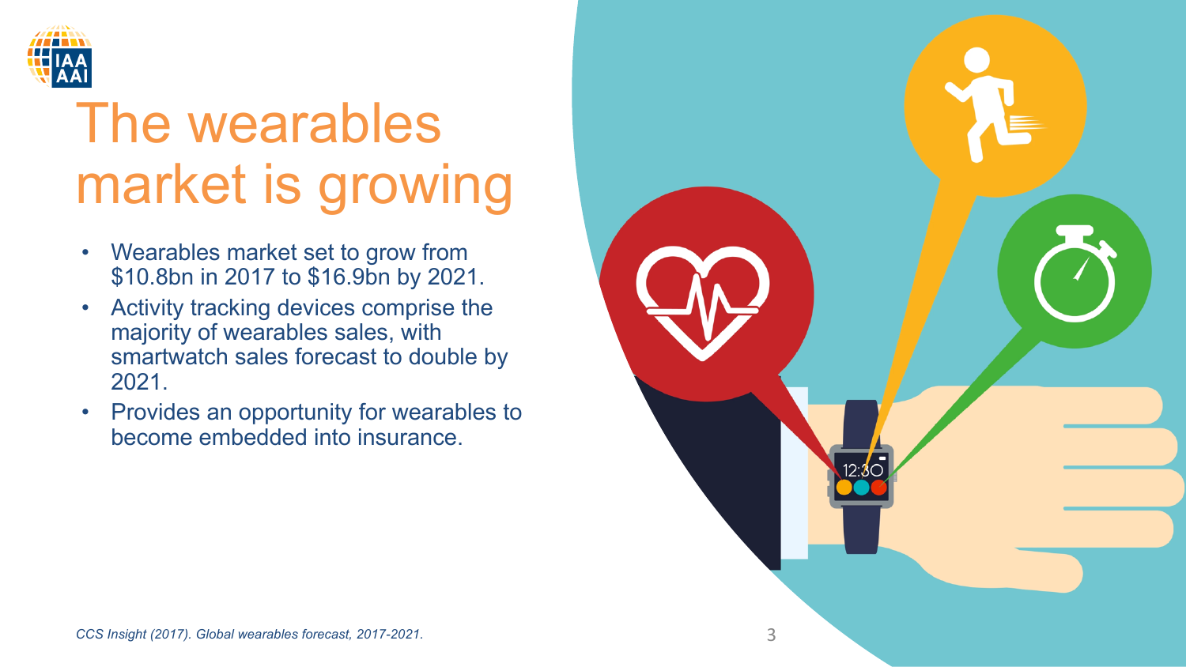# The wearables market is growing

- Wearables market set to grow from $10.8bn in 2017 to $16.9bn by 2021.
- Activity tracking devices comprise the majority of wearables sales, with smartwatch sales forecast to double by 2021.
- Provides an opportunity for wearables to become embedded into insurance.

*CCS Insight (2017). Global wearables forecast, 2017-2021.*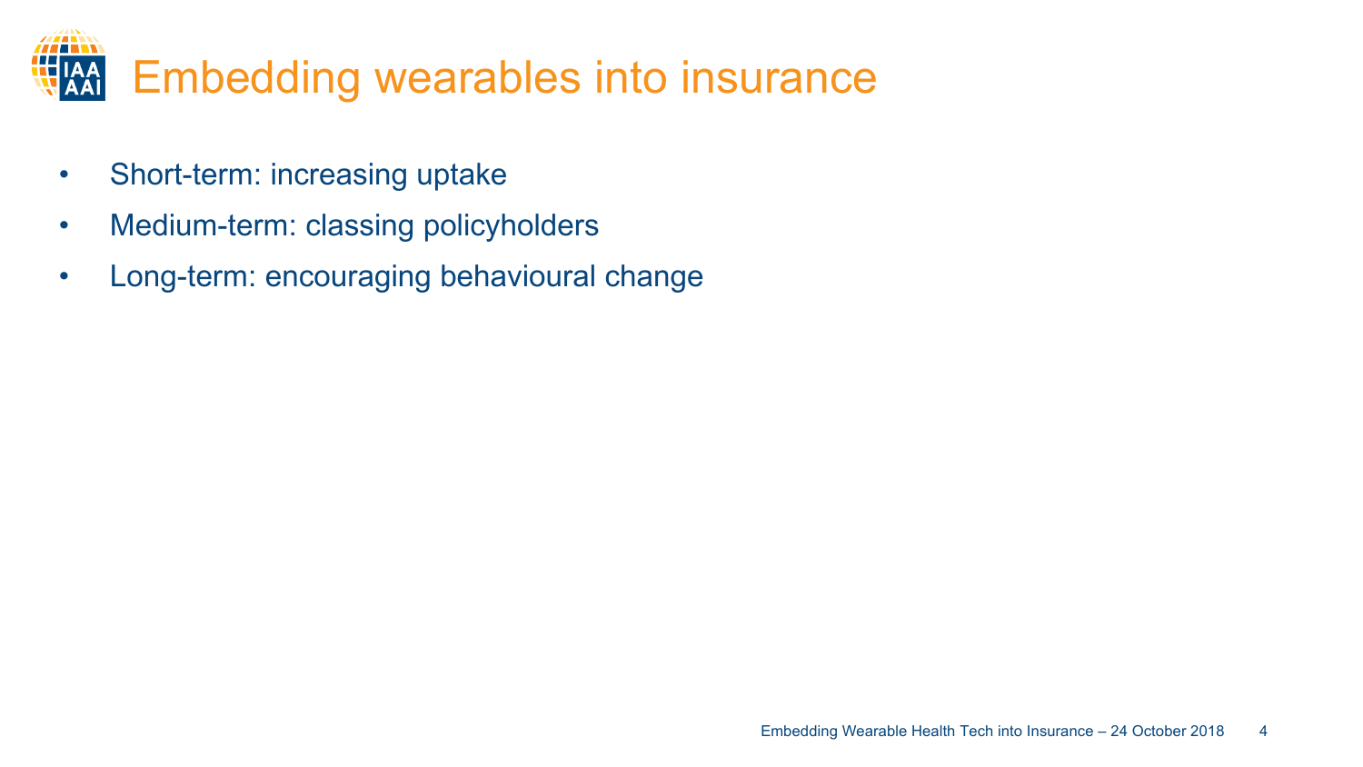# Embedding wearables into insurance

- Short-term: increasing uptake
- Medium-term: classing policyholders
- Long-term: encouraging behavioural change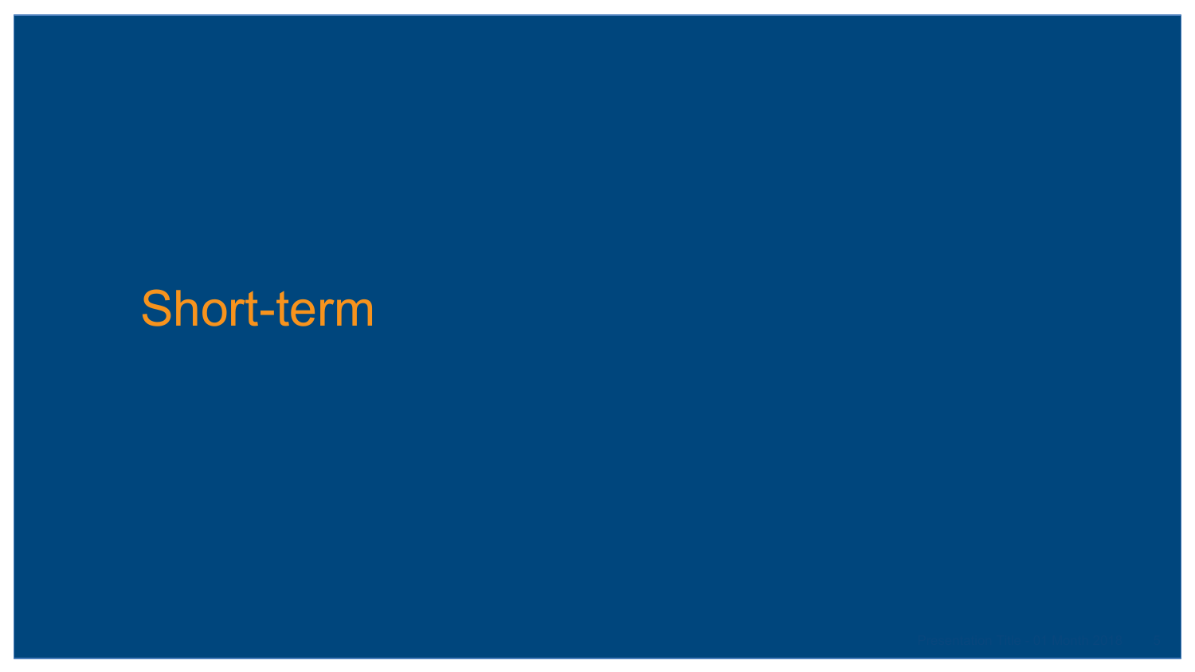# Short-term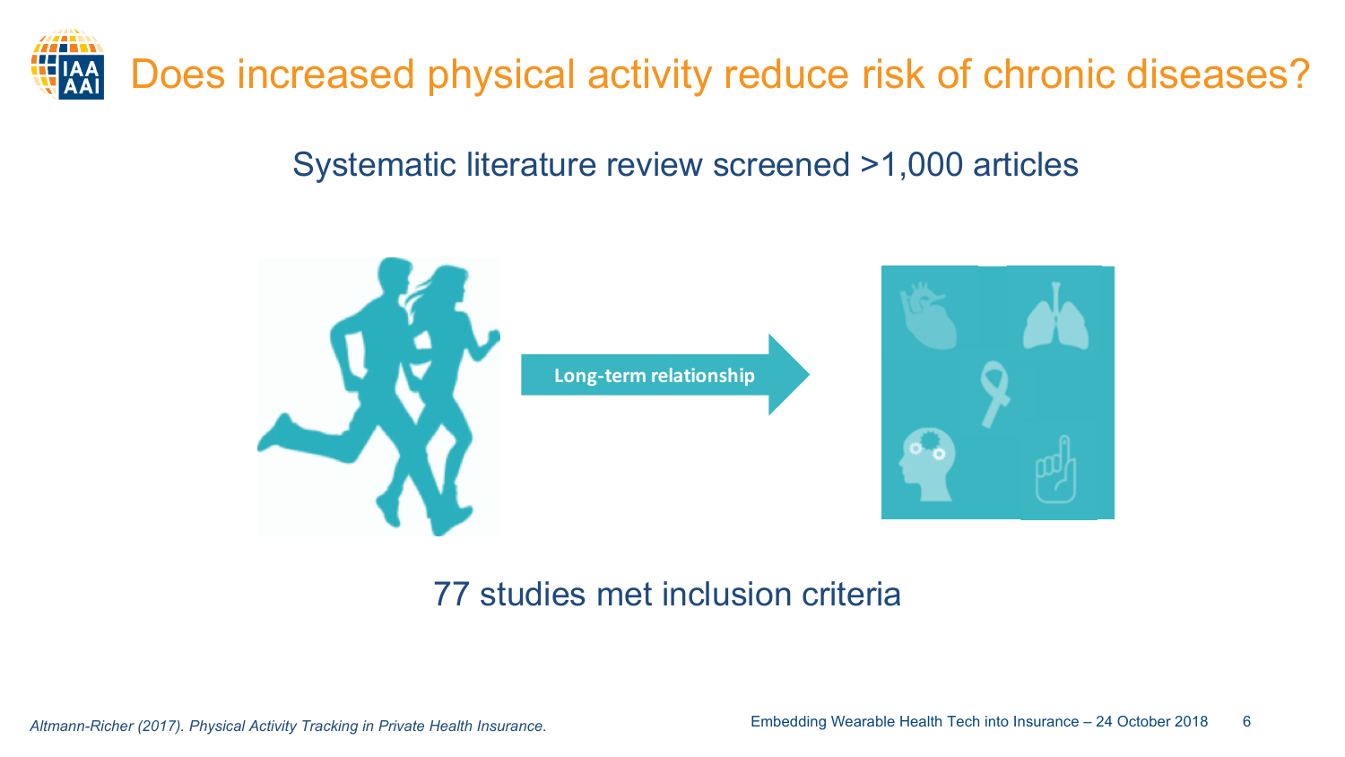# Does increased physical activity reduce risk of chronic diseases?

Systematic literature review screened >1,000 articles

Long-term relationship

77 studies met inclusion criteria

*Altmann-Richer (2017). Physical Activity Tracking in Private Health Insurance.*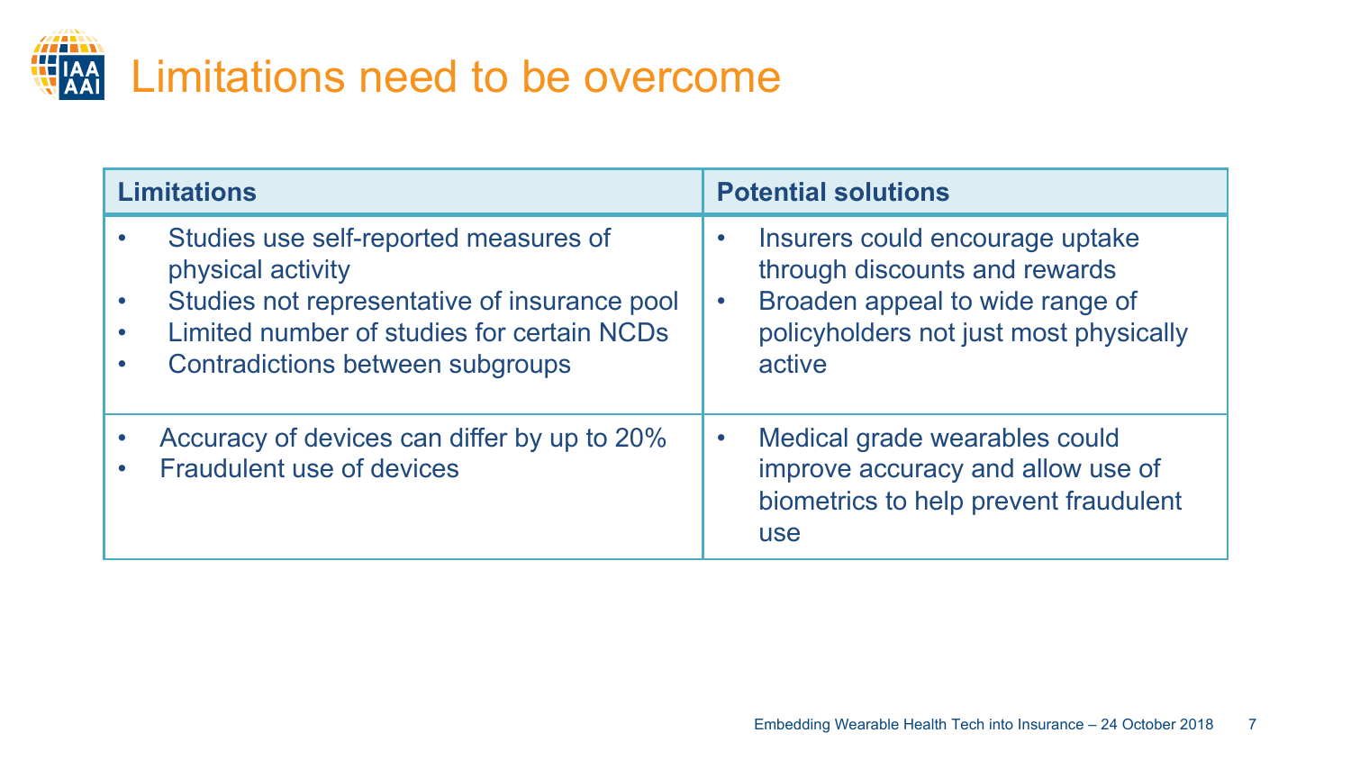# Limitations need to be overcome

| Limitations | Potential solutions |
|---|---|
| • Studies use self-reported measures of physical activity<br>• Studies not representative of insurance pool<br>• Limited number of studies for certain NCDs<br>• Contradictions between subgroups | • Insurers could encourage uptake through discounts and rewards<br>• Broaden appeal to wide range of policyholders not just most physically active |
| • Accuracy of devices can differ by up to 20%<br>• Fraudulent use of devices | • Medical grade wearables could improve accuracy and allow use of biometrics to help prevent fraudulent use |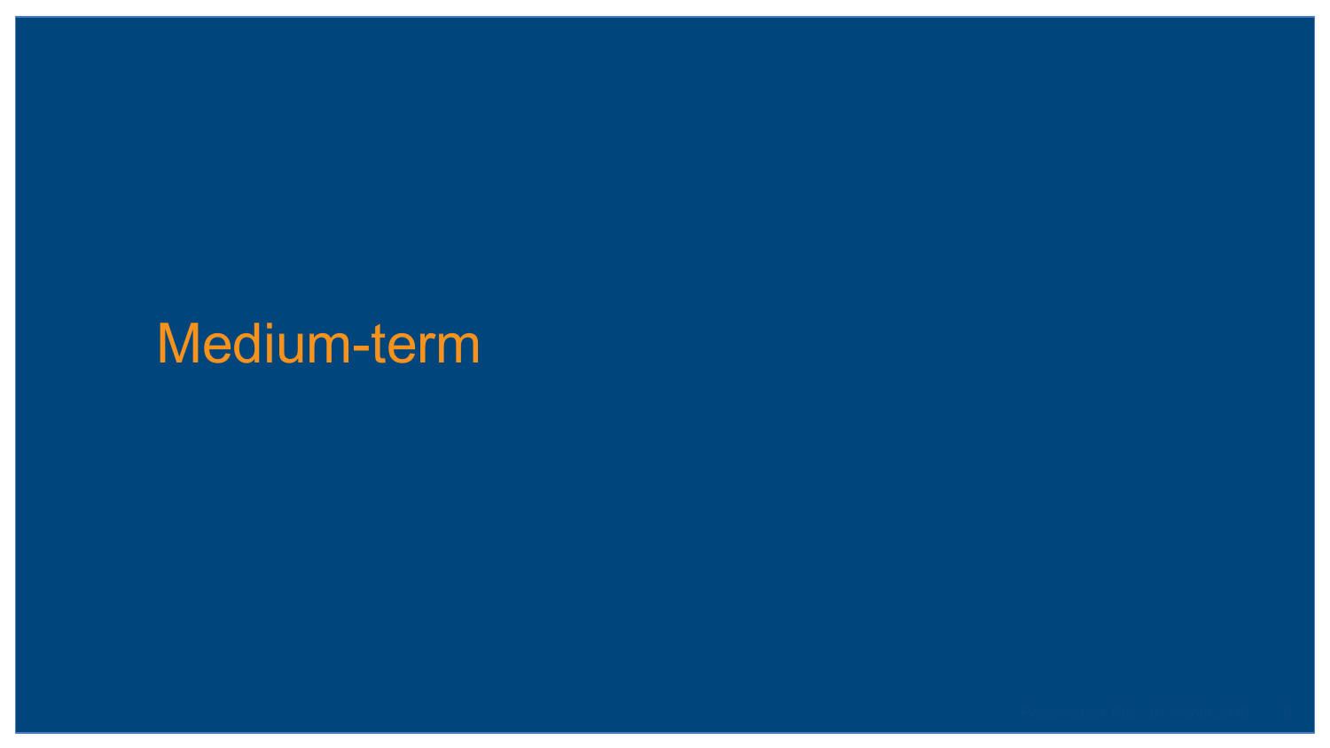# Medium-term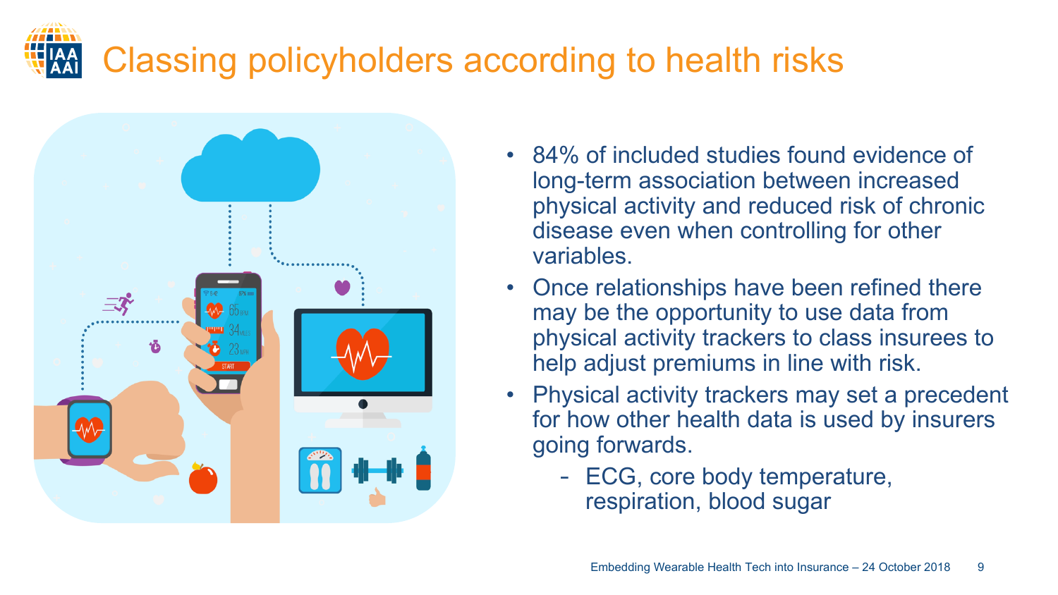# Classing policyholders according to health risks

- 84% of included studies found evidence of long-term association between increased physical activity and reduced risk of chronic disease even when controlling for other variables.
- Once relationships have been refined there may be the opportunity to use data from physical activity trackers to class insurees to help adjust premiums in line with risk.
- Physical activity trackers may set a precedent for how other health data is used by insurers going forwards.
  - ECG, core body temperature, respiration, blood sugar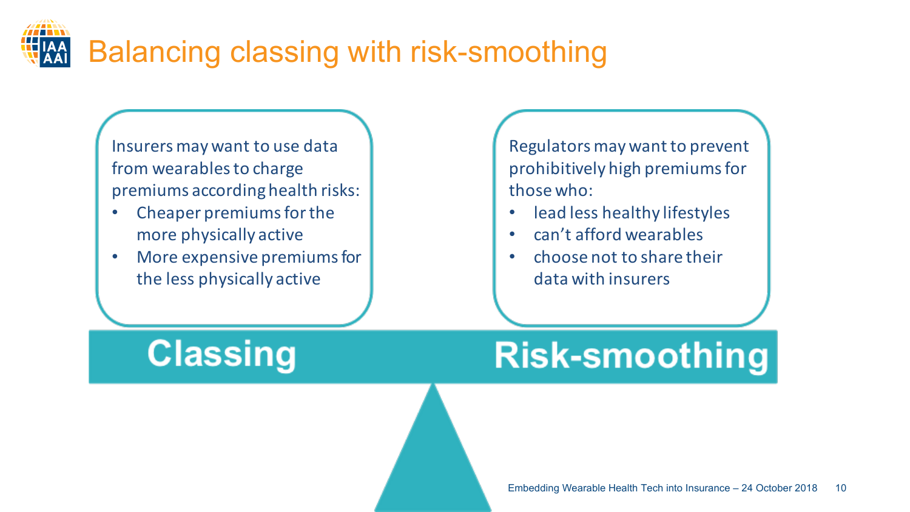# Balancing classing with risk-smoothing

Insurers may want to use data from wearables to charge premiums according health risks:

- Cheaper premiums for the more physically active
- More expensive premiums for the less physically active

Regulators may want to prevent prohibitively high premiums for those who:

- lead less healthy lifestyles
- can't afford wearables
- choose not to share their data with insurers

**Classing** **Risk-smoothing**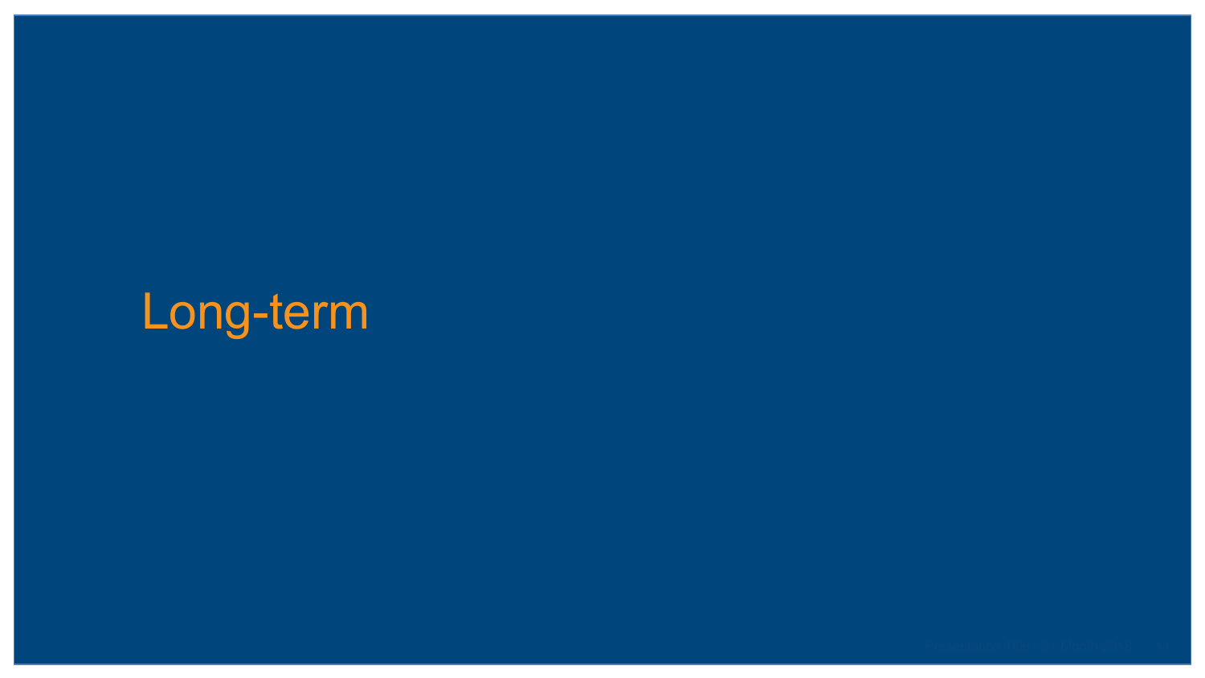# Long-term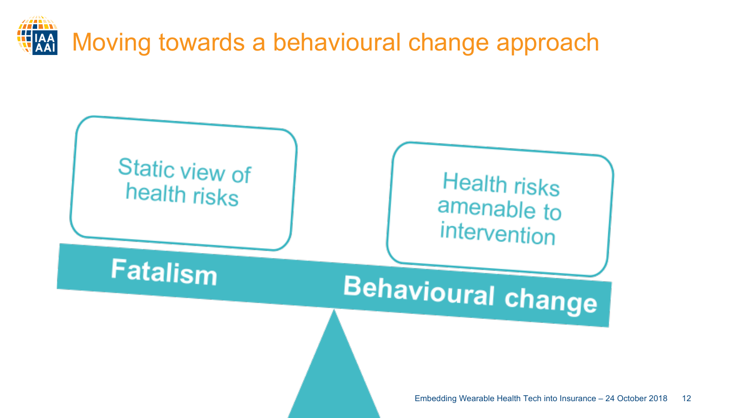# Moving towards a behavioural change approach

Static view of health risks

Health risks amenable to intervention

**Fatalism**

**Behavioural change**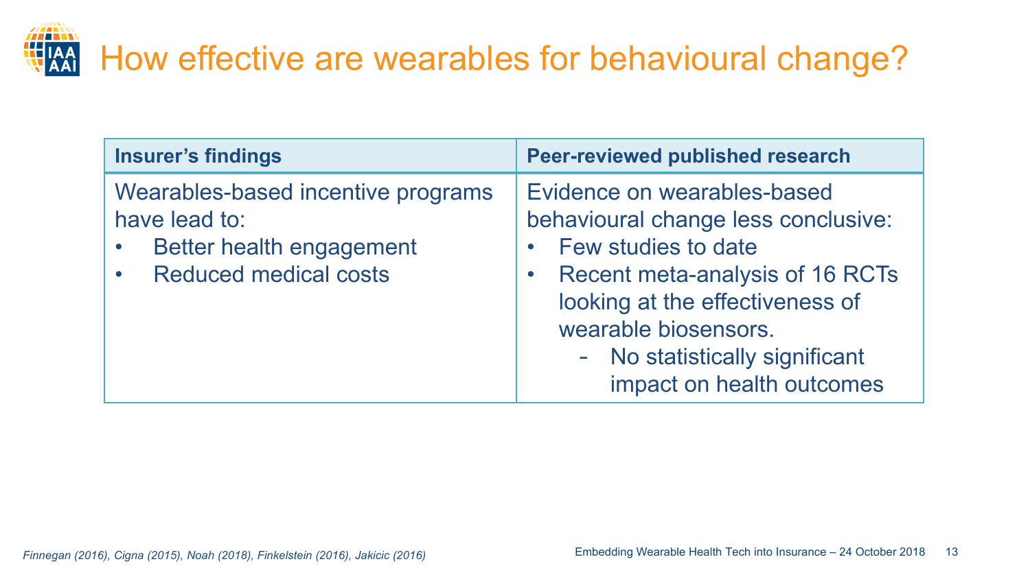# How effective are wearables for behavioural change?

| Insurer's findings | Peer-reviewed published research |
|---|---|
| Wearables-based incentive programs have lead to:<br>• Better health engagement<br>• Reduced medical costs | Evidence on wearables-based behavioural change less conclusive:<br>• Few studies to date<br>• Recent meta-analysis of 16 RCTs looking at the effectiveness of wearable biosensors.<br>&nbsp;&nbsp;&nbsp;- No statistically significant impact on health outcomes |

*Finnegan (2016), Cigna (2015), Noah (2018), Finkelstein (2016), Jakicic (2016)*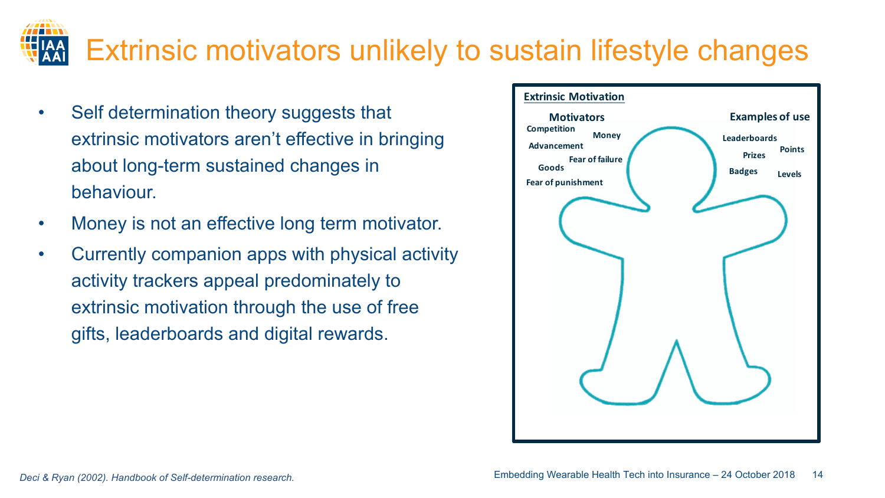# Extrinsic motivators unlikely to sustain lifestyle changes

- Self determination theory suggests that extrinsic motivators aren't effective in bringing about long-term sustained changes in behaviour.
- Money is not an effective long term motivator.
- Currently companion apps with physical activity activity trackers appeal predominately to extrinsic motivation through the use of free gifts, leaderboards and digital rewards.

**Extrinsic Motivation**

**Motivators**

Competition
Money
Advancement
Fear of failure
Goods
Fear of punishment

**Examples of use**

Leaderboards
Points
Prizes
Badges
Levels

*Deci & Ryan (2002). Handbook of Self-determination research.*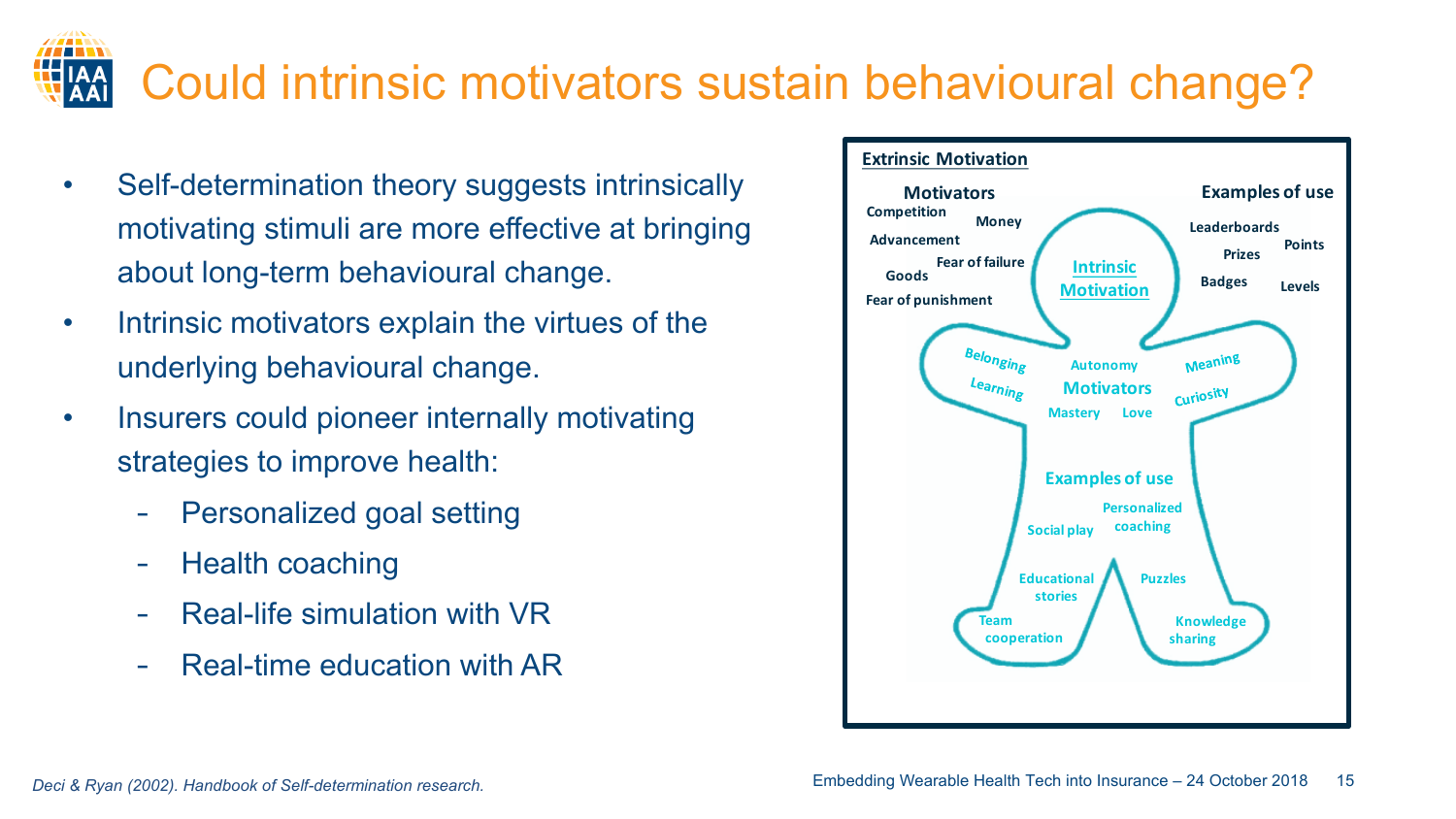# Could intrinsic motivators sustain behavioural change?

- Self-determination theory suggests intrinsically motivating stimuli are more effective at bringing about long-term behavioural change.
- Intrinsic motivators explain the virtues of the underlying behavioural change.
- Insurers could pioneer internally motivating strategies to improve health:
  - Personalized goal setting
  - Health coaching
  - Real-life simulation with VR
  - Real-time education with AR

**Extrinsic Motivation**

**Motivators**: Competition, Money, Advancement, Fear of failure, Goods, Fear of punishment

**Examples of use**: Leaderboards, Points, Prizes, Badges, Levels

**Intrinsic Motivation**

**Motivators**: Belonging, Autonomy, Meaning, Learning, Curiosity, Mastery, Love

**Examples of use**: Personalized coaching, Social play, Educational stories, Puzzles, Team cooperation, Knowledge sharing

*Deci & Ryan (2002). Handbook of Self-determination research.*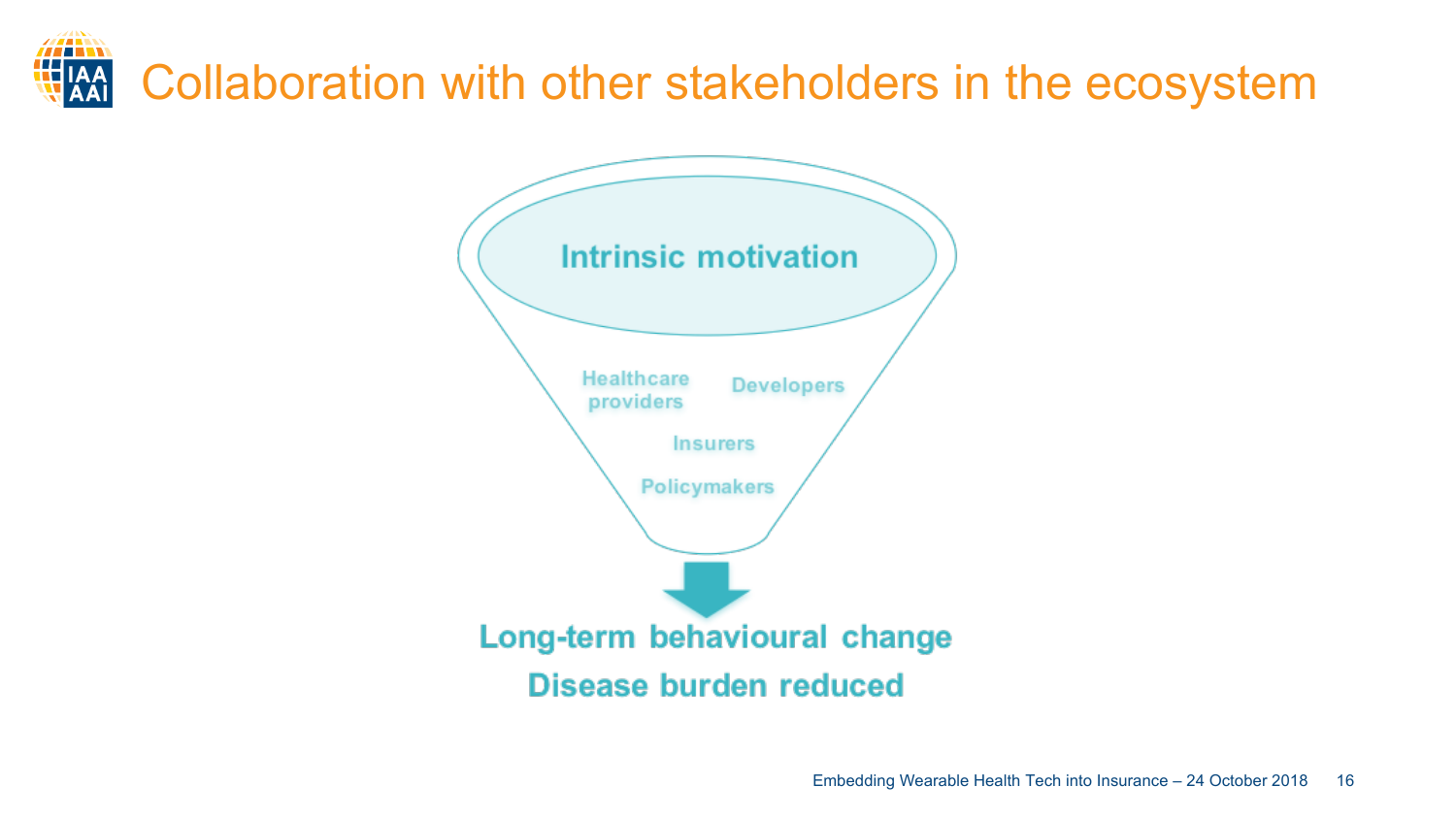# Collaboration with other stakeholders in the ecosystem

Intrinsic motivation

Healthcare providers

Developers

Insurers

Policymakers

**Long-term behavioural change**

**Disease burden reduced**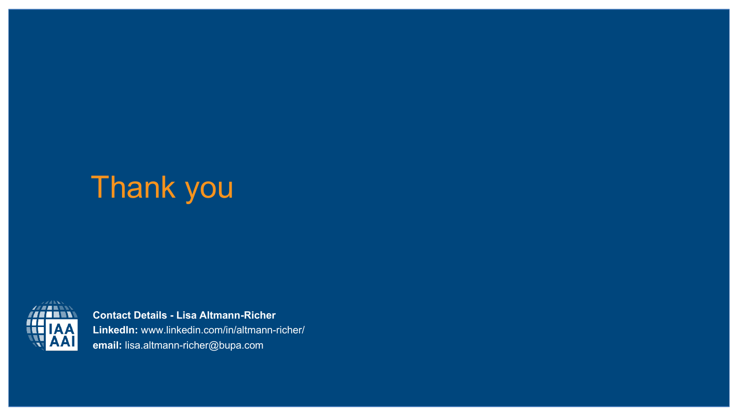# Thank you

**Contact Details - Lisa Altmann-Richer**

**LinkedIn:** www.linkedin.com/in/altmann-richer/

**email:** lisa.altmann-richer@bupa.com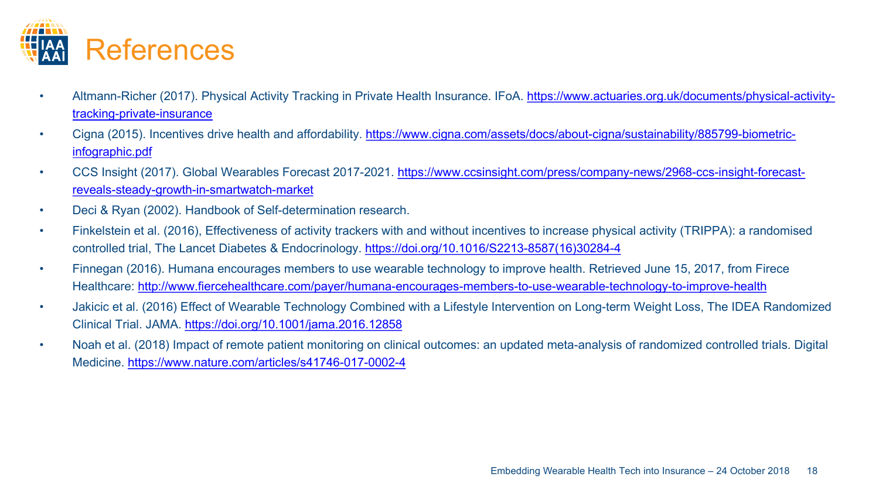# References

- Altmann-Richer (2017). Physical Activity Tracking in Private Health Insurance. IFoA. https://www.actuaries.org.uk/documents/physical-activity-tracking-private-insurance
- Cigna (2015). Incentives drive health and affordability. https://www.cigna.com/assets/docs/about-cigna/sustainability/885799-biometric-infographic.pdf
- CCS Insight (2017). Global Wearables Forecast 2017-2021. https://www.ccsinsight.com/press/company-news/2968-ccs-insight-forecast-reveals-steady-growth-in-smartwatch-market
- Deci & Ryan (2002). Handbook of Self-determination research.
- Finkelstein et al. (2016), Effectiveness of activity trackers with and without incentives to increase physical activity (TRIPPA): a randomised controlled trial, The Lancet Diabetes & Endocrinology. https://doi.org/10.1016/S2213-8587(16)30284-4
- Finnegan (2016). Humana encourages members to use wearable technology to improve health. Retrieved June 15, 2017, from Firece Healthcare: http://www.fiercehealthcare.com/payer/humana-encourages-members-to-use-wearable-technology-to-improve-health
- Jakicic et al. (2016) Effect of Wearable Technology Combined with a Lifestyle Intervention on Long-term Weight Loss, The IDEA Randomized Clinical Trial. JAMA. https://doi.org/10.1001/jama.2016.12858
- Noah et al. (2018) Impact of remote patient monitoring on clinical outcomes: an updated meta-analysis of randomized controlled trials. Digital Medicine. https://www.nature.com/articles/s41746-017-0002-4